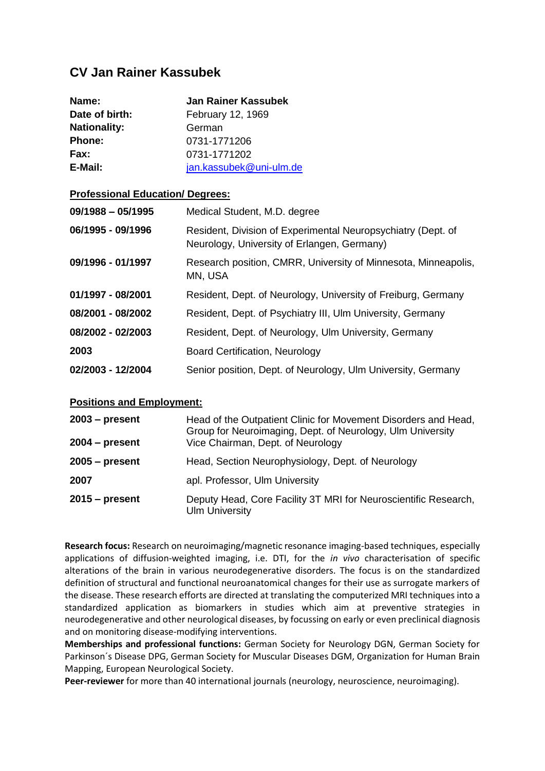# CV Jan Rainer Kassubek

| | |
|---|---|
| **Name:** | **Jan Rainer Kassubek** |
| **Date of birth:** | February 12, 1969 |
| **Nationality:** | German |
| **Phone:** | 0731-1771206 |
| **Fax:** | 0731-1771202 |
| **E-Mail:** | jan.kassubek@uni-ulm.de |

## Professional Education/ Degrees:

| | |
|---|---|
| **09/1988 – 05/1995** | Medical Student, M.D. degree |
| **06/1995 - 09/1996** | Resident, Division of Experimental Neuropsychiatry (Dept. of Neurology, University of Erlangen, Germany) |
| **09/1996 - 01/1997** | Research position, CMRR, University of Minnesota, Minneapolis, MN, USA |
| **01/1997 - 08/2001** | Resident, Dept. of Neurology, University of Freiburg, Germany |
| **08/2001 - 08/2002** | Resident, Dept. of Psychiatry III, Ulm University, Germany |
| **08/2002 - 02/2003** | Resident, Dept. of Neurology, Ulm University, Germany |
| **2003** | Board Certification, Neurology |
| **02/2003 - 12/2004** | Senior position, Dept. of Neurology, Ulm University, Germany |

## Positions and Employment:

| | |
|---|---|
| **2003 – present** | Head of the Outpatient Clinic for Movement Disorders and Head, Group for Neuroimaging, Dept. of Neurology, Ulm University |
| **2004 – present** | Vice Chairman, Dept. of Neurology |
| **2005 – present** | Head, Section Neurophysiology, Dept. of Neurology |
| **2007** | apl. Professor, Ulm University |
| **2015 – present** | Deputy Head, Core Facility 3T MRI for Neuroscientific Research, Ulm University |

**Research focus:** Research on neuroimaging/magnetic resonance imaging-based techniques, especially applications of diffusion-weighted imaging, i.e. DTI, for the *in vivo* characterisation of specific alterations of the brain in various neurodegenerative disorders. The focus is on the standardized definition of structural and functional neuroanatomical changes for their use as surrogate markers of the disease. These research efforts are directed at translating the computerized MRI techniques into a standardized application as biomarkers in studies which aim at preventive strategies in neurodegenerative and other neurological diseases, by focussing on early or even preclinical diagnosis and on monitoring disease-modifying interventions.

**Memberships and professional functions:** German Society for Neurology DGN, German Society for Parkinson´s Disease DPG, German Society for Muscular Diseases DGM, Organization for Human Brain Mapping, European Neurological Society.

**Peer-reviewer** for more than 40 international journals (neurology, neuroscience, neuroimaging).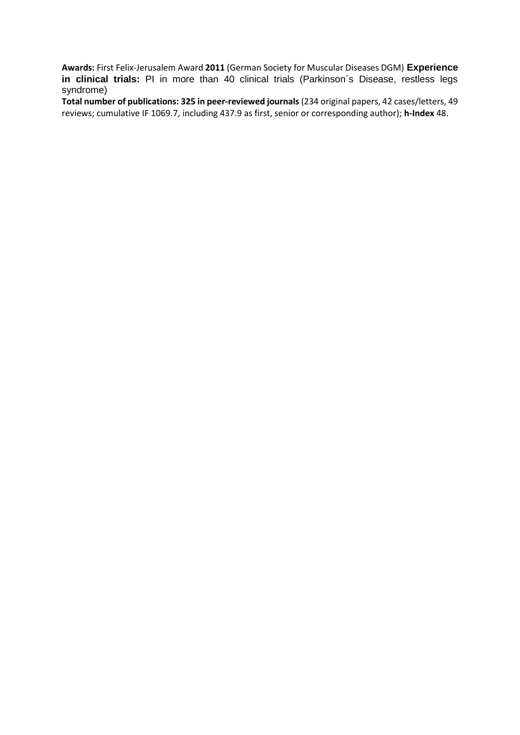**Awards:** First Felix-Jerusalem Award **2011** (German Society for Muscular Diseases DGM) **Experience in clinical trials:** PI in more than 40 clinical trials (Parkinson´s Disease, restless legs syndrome)

**Total number of publications: 325 in peer-reviewed journals** (234 original papers, 42 cases/letters, 49 reviews; cumulative IF 1069.7, including 437.9 as first, senior or corresponding author); **h-Index** 48.